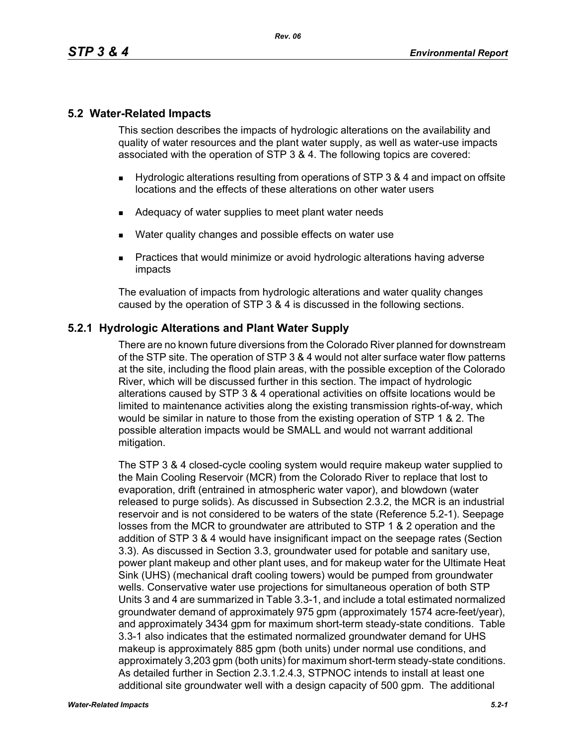## 5.2 Water-Related Impacts

This section describes the impacts of hydrologic alterations on the availability and quality of water resources and the plant water supply, as well as water-use impacts associated with the operation of STP 3 & 4. The following topics are covered:

- Hydrologic alterations resulting from operations of STP 3 & 4 and impact on offsite locations and the effects of these alterations on other water users
- Adequacy of water supplies to meet plant water needs
- Water quality changes and possible effects on water use
- Practices that would minimize or avoid hydrologic alterations having adverse impacts

The evaluation of impacts from hydrologic alterations and water quality changes caused by the operation of STP 3 & 4 is discussed in the following sections.

### 5.2.1 Hydrologic Alterations and Plant Water Supply

There are no known future diversions from the Colorado River planned for downstream of the STP site. The operation of STP 3 & 4 would not alter surface water flow patterns at the site, including the flood plain areas, with the possible exception of the Colorado River, which will be discussed further in this section. The impact of hydrologic alterations caused by STP 3 & 4 operational activities on offsite locations would be limited to maintenance activities along the existing transmission rights-of-way, which would be similar in nature to those from the existing operation of STP 1 & 2. The possible alteration impacts would be SMALL and would not warrant additional mitigation.

The STP 3 & 4 closed-cycle cooling system would require makeup water supplied to the Main Cooling Reservoir (MCR) from the Colorado River to replace that lost to evaporation, drift (entrained in atmospheric water vapor), and blowdown (water released to purge solids). As discussed in Subsection 2.3.2, the MCR is an industrial reservoir and is not considered to be waters of the state (Reference 5.2-1). Seepage losses from the MCR to groundwater are attributed to STP 1 & 2 operation and the addition of STP 3 & 4 would have insignificant impact on the seepage rates (Section 3.3). As discussed in Section 3.3, groundwater used for potable and sanitary use, power plant makeup and other plant uses, and for makeup water for the Ultimate Heat Sink (UHS) (mechanical draft cooling towers) would be pumped from groundwater wells. Conservative water use projections for simultaneous operation of both STP Units 3 and 4 are summarized in Table 3.3-1, and include a total estimated normalized groundwater demand of approximately 975 gpm (approximately 1574 acre-feet/year), and approximately 3434 gpm for maximum short-term steady-state conditions. Table 3.3-1 also indicates that the estimated normalized groundwater demand for UHS makeup is approximately 885 gpm (both units) under normal use conditions, and approximately 3,203 gpm (both units) for maximum short-term steady-state conditions. As detailed further in Section 2.3.1.2.4.3, STPNOC intends to install at least one additional site groundwater well with a design capacity of 500 gpm. The additional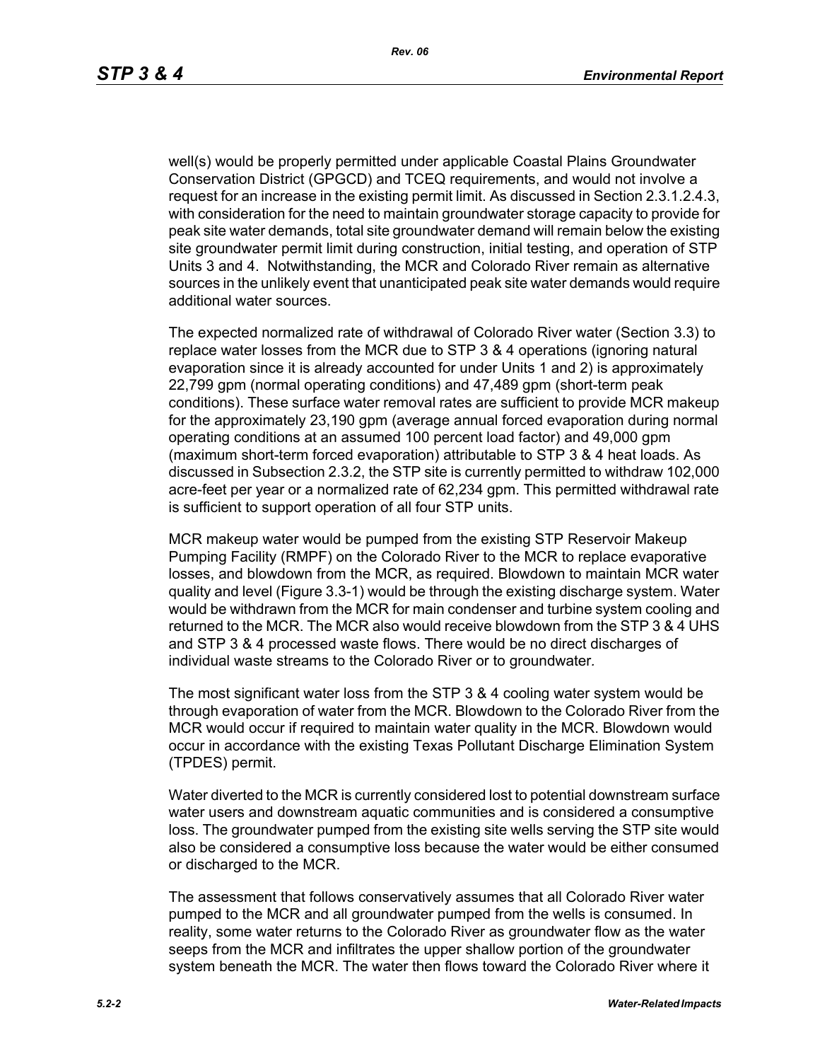well(s) would be properly permitted under applicable Coastal Plains Groundwater Conservation District (GPGCD) and TCEQ requirements, and would not involve a request for an increase in the existing permit limit. As discussed in Section 2.3.1.2.4.3, with consideration for the need to maintain groundwater storage capacity to provide for peak site water demands, total site groundwater demand will remain below the existing site groundwater permit limit during construction, initial testing, and operation of STP Units 3 and 4. Notwithstanding, the MCR and Colorado River remain as alternative sources in the unlikely event that unanticipated peak site water demands would require additional water sources.

The expected normalized rate of withdrawal of Colorado River water (Section 3.3) to replace water losses from the MCR due to STP 3 & 4 operations (ignoring natural evaporation since it is already accounted for under Units 1 and 2) is approximately 22,799 gpm (normal operating conditions) and 47,489 gpm (short-term peak conditions). These surface water removal rates are sufficient to provide MCR makeup for the approximately 23,190 gpm (average annual forced evaporation during normal operating conditions at an assumed 100 percent load factor) and 49,000 gpm (maximum short-term forced evaporation) attributable to STP 3 & 4 heat loads. As discussed in Subsection 2.3.2, the STP site is currently permitted to withdraw 102,000 acre-feet per year or a normalized rate of 62,234 gpm. This permitted withdrawal rate is sufficient to support operation of all four STP units.

MCR makeup water would be pumped from the existing STP Reservoir Makeup Pumping Facility (RMPF) on the Colorado River to the MCR to replace evaporative losses, and blowdown from the MCR, as required. Blowdown to maintain MCR water quality and level (Figure 3.3-1) would be through the existing discharge system. Water would be withdrawn from the MCR for main condenser and turbine system cooling and returned to the MCR. The MCR also would receive blowdown from the STP 3 & 4 UHS and STP 3 & 4 processed waste flows. There would be no direct discharges of individual waste streams to the Colorado River or to groundwater.

The most significant water loss from the STP 3 & 4 cooling water system would be through evaporation of water from the MCR. Blowdown to the Colorado River from the MCR would occur if required to maintain water quality in the MCR. Blowdown would occur in accordance with the existing Texas Pollutant Discharge Elimination System (TPDES) permit.

Water diverted to the MCR is currently considered lost to potential downstream surface water users and downstream aquatic communities and is considered a consumptive loss. The groundwater pumped from the existing site wells serving the STP site would also be considered a consumptive loss because the water would be either consumed or discharged to the MCR.

The assessment that follows conservatively assumes that all Colorado River water pumped to the MCR and all groundwater pumped from the wells is consumed. In reality, some water returns to the Colorado River as groundwater flow as the water seeps from the MCR and infiltrates the upper shallow portion of the groundwater system beneath the MCR. The water then flows toward the Colorado River where it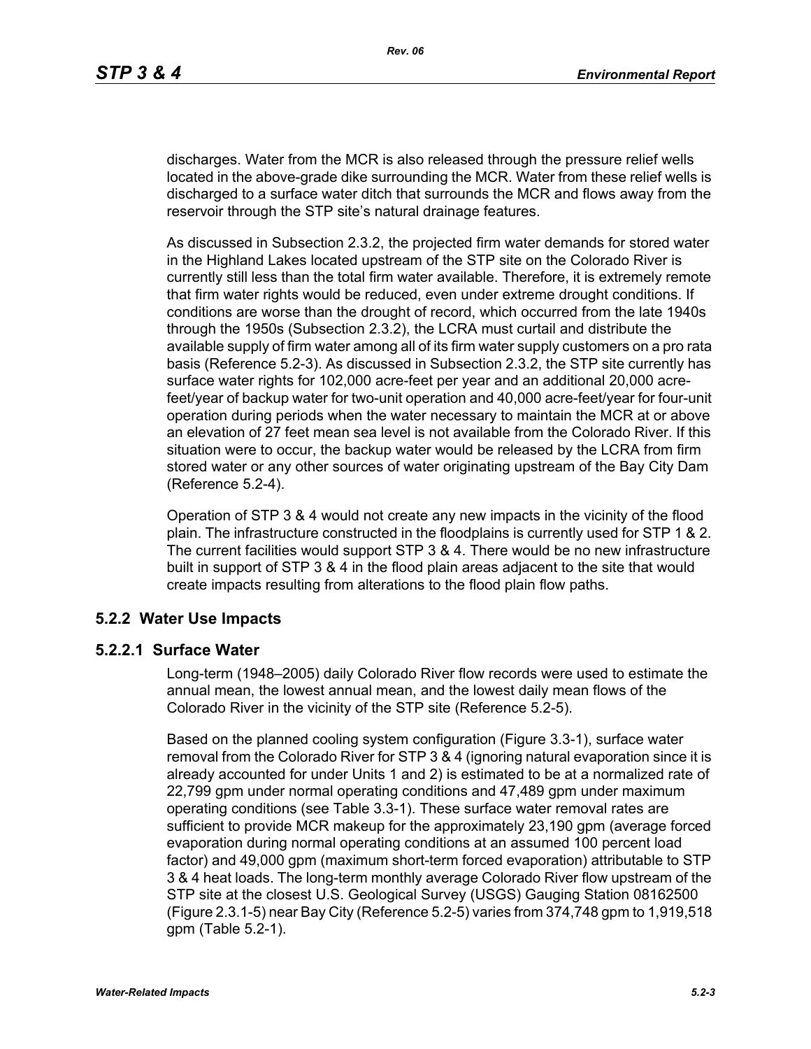discharges. Water from the MCR is also released through the pressure relief wells located in the above-grade dike surrounding the MCR. Water from these relief wells is discharged to a surface water ditch that surrounds the MCR and flows away from the reservoir through the STP site's natural drainage features.

As discussed in Subsection 2.3.2, the projected firm water demands for stored water in the Highland Lakes located upstream of the STP site on the Colorado River is currently still less than the total firm water available. Therefore, it is extremely remote that firm water rights would be reduced, even under extreme drought conditions. If conditions are worse than the drought of record, which occurred from the late 1940s through the 1950s (Subsection 2.3.2), the LCRA must curtail and distribute the available supply of firm water among all of its firm water supply customers on a pro rata basis (Reference 5.2-3). As discussed in Subsection 2.3.2, the STP site currently has surface water rights for 102,000 acre-feet per year and an additional 20,000 acre-feet/year of backup water for two-unit operation and 40,000 acre-feet/year for four-unit operation during periods when the water necessary to maintain the MCR at or above an elevation of 27 feet mean sea level is not available from the Colorado River. If this situation were to occur, the backup water would be released by the LCRA from firm stored water or any other sources of water originating upstream of the Bay City Dam (Reference 5.2-4).

Operation of STP 3 & 4 would not create any new impacts in the vicinity of the flood plain. The infrastructure constructed in the floodplains is currently used for STP 1 & 2. The current facilities would support STP 3 & 4. There would be no new infrastructure built in support of STP 3 & 4 in the flood plain areas adjacent to the site that would create impacts resulting from alterations to the flood plain flow paths.

## 5.2.2 Water Use Impacts

### 5.2.2.1 Surface Water

Long-term (1948–2005) daily Colorado River flow records were used to estimate the annual mean, the lowest annual mean, and the lowest daily mean flows of the Colorado River in the vicinity of the STP site (Reference 5.2-5).

Based on the planned cooling system configuration (Figure 3.3-1), surface water removal from the Colorado River for STP 3 & 4 (ignoring natural evaporation since it is already accounted for under Units 1 and 2) is estimated to be at a normalized rate of 22,799 gpm under normal operating conditions and 47,489 gpm under maximum operating conditions (see Table 3.3-1). These surface water removal rates are sufficient to provide MCR makeup for the approximately 23,190 gpm (average forced evaporation during normal operating conditions at an assumed 100 percent load factor) and 49,000 gpm (maximum short-term forced evaporation) attributable to STP 3 & 4 heat loads. The long-term monthly average Colorado River flow upstream of the STP site at the closest U.S. Geological Survey (USGS) Gauging Station 08162500 (Figure 2.3.1-5) near Bay City (Reference 5.2-5) varies from 374,748 gpm to 1,919,518 gpm (Table 5.2-1).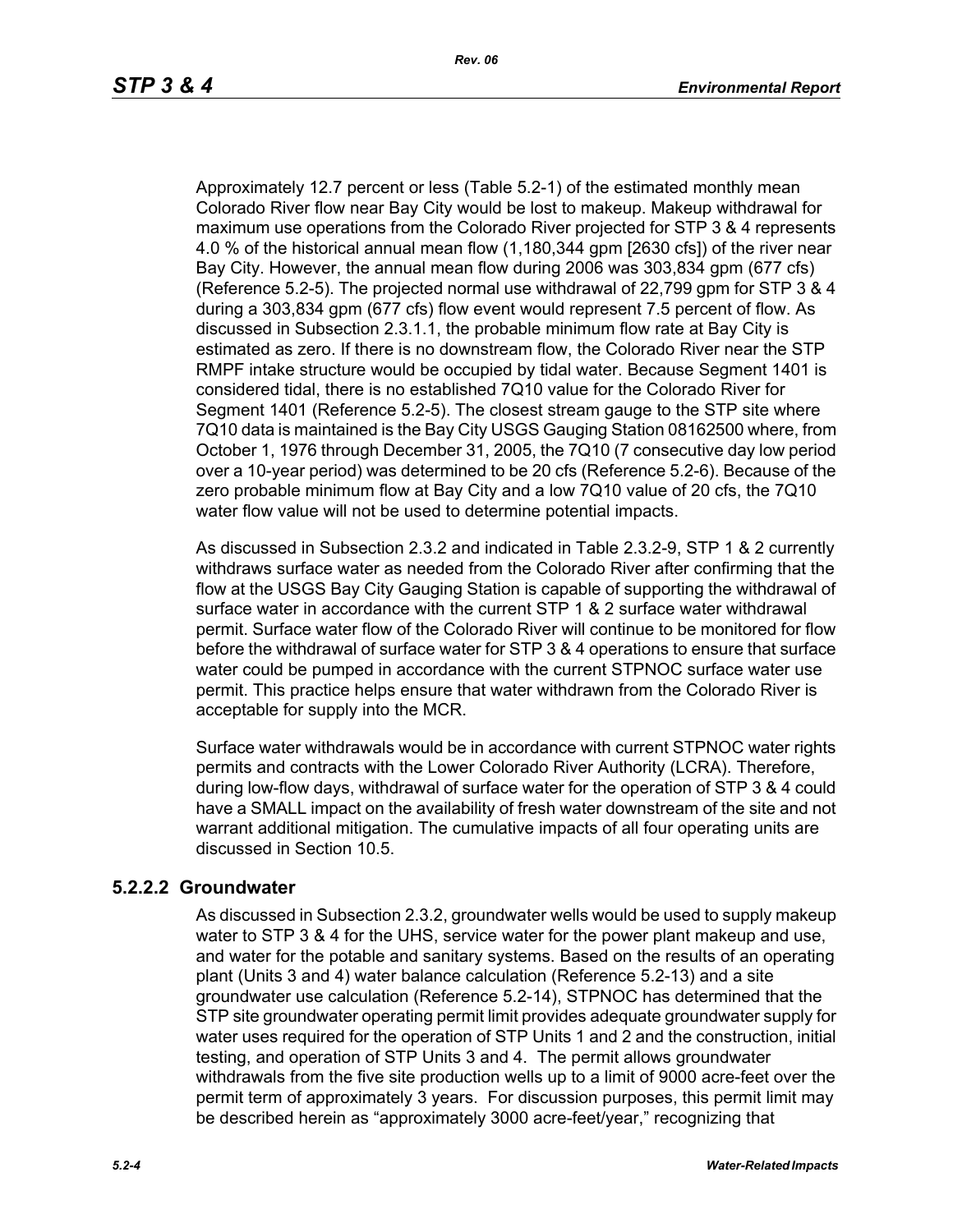Approximately 12.7 percent or less (Table 5.2-1) of the estimated monthly mean Colorado River flow near Bay City would be lost to makeup. Makeup withdrawal for maximum use operations from the Colorado River projected for STP 3 & 4 represents 4.0 % of the historical annual mean flow (1,180,344 gpm [2630 cfs]) of the river near Bay City. However, the annual mean flow during 2006 was 303,834 gpm (677 cfs) (Reference 5.2-5). The projected normal use withdrawal of 22,799 gpm for STP 3 & 4 during a 303,834 gpm (677 cfs) flow event would represent 7.5 percent of flow. As discussed in Subsection 2.3.1.1, the probable minimum flow rate at Bay City is estimated as zero. If there is no downstream flow, the Colorado River near the STP RMPF intake structure would be occupied by tidal water. Because Segment 1401 is considered tidal, there is no established 7Q10 value for the Colorado River for Segment 1401 (Reference 5.2-5). The closest stream gauge to the STP site where 7Q10 data is maintained is the Bay City USGS Gauging Station 08162500 where, from October 1, 1976 through December 31, 2005, the 7Q10 (7 consecutive day low period over a 10-year period) was determined to be 20 cfs (Reference 5.2-6). Because of the zero probable minimum flow at Bay City and a low 7Q10 value of 20 cfs, the 7Q10 water flow value will not be used to determine potential impacts.

As discussed in Subsection 2.3.2 and indicated in Table 2.3.2-9, STP 1 & 2 currently withdraws surface water as needed from the Colorado River after confirming that the flow at the USGS Bay City Gauging Station is capable of supporting the withdrawal of surface water in accordance with the current STP 1 & 2 surface water withdrawal permit. Surface water flow of the Colorado River will continue to be monitored for flow before the withdrawal of surface water for STP 3 & 4 operations to ensure that surface water could be pumped in accordance with the current STPNOC surface water use permit. This practice helps ensure that water withdrawn from the Colorado River is acceptable for supply into the MCR.

Surface water withdrawals would be in accordance with current STPNOC water rights permits and contracts with the Lower Colorado River Authority (LCRA). Therefore, during low-flow days, withdrawal of surface water for the operation of STP 3 & 4 could have a SMALL impact on the availability of fresh water downstream of the site and not warrant additional mitigation. The cumulative impacts of all four operating units are discussed in Section 10.5.

### 5.2.2.2 Groundwater

As discussed in Subsection 2.3.2, groundwater wells would be used to supply makeup water to STP 3 & 4 for the UHS, service water for the power plant makeup and use, and water for the potable and sanitary systems. Based on the results of an operating plant (Units 3 and 4) water balance calculation (Reference 5.2-13) and a site groundwater use calculation (Reference 5.2-14), STPNOC has determined that the STP site groundwater operating permit limit provides adequate groundwater supply for water uses required for the operation of STP Units 1 and 2 and the construction, initial testing, and operation of STP Units 3 and 4. The permit allows groundwater withdrawals from the five site production wells up to a limit of 9000 acre-feet over the permit term of approximately 3 years. For discussion purposes, this permit limit may be described herein as "approximately 3000 acre-feet/year," recognizing that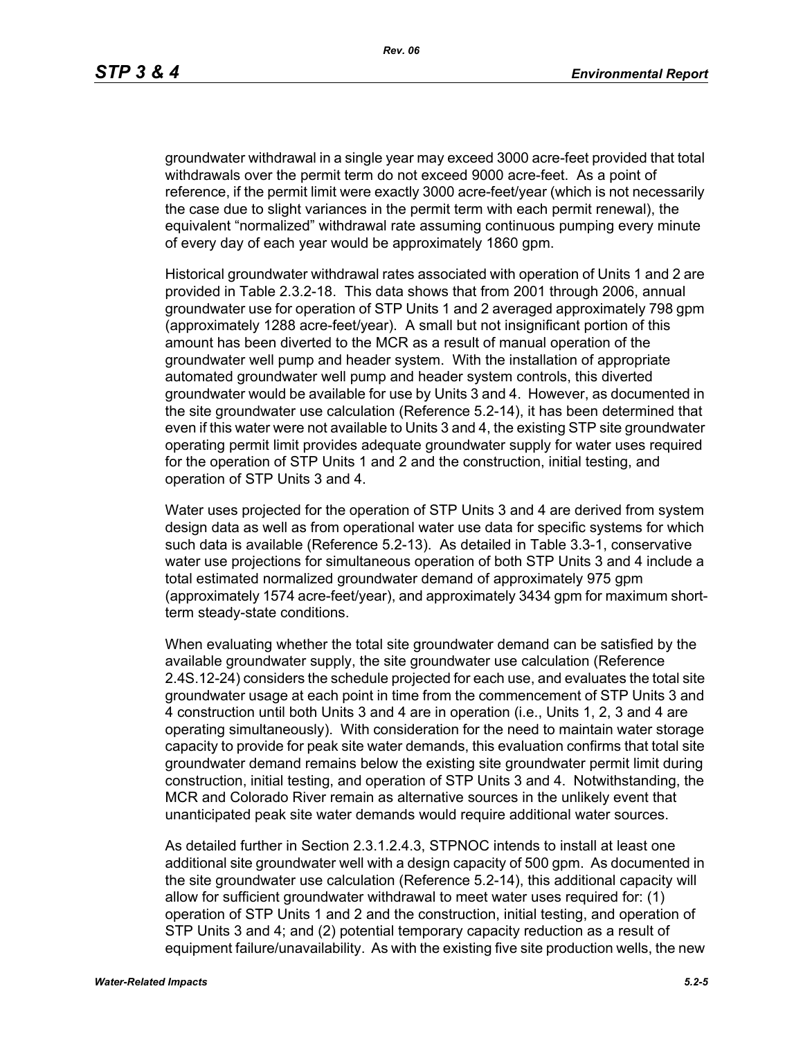groundwater withdrawal in a single year may exceed 3000 acre-feet provided that total withdrawals over the permit term do not exceed 9000 acre-feet. As a point of reference, if the permit limit were exactly 3000 acre-feet/year (which is not necessarily the case due to slight variances in the permit term with each permit renewal), the equivalent "normalized" withdrawal rate assuming continuous pumping every minute of every day of each year would be approximately 1860 gpm.

Historical groundwater withdrawal rates associated with operation of Units 1 and 2 are provided in Table 2.3.2-18. This data shows that from 2001 through 2006, annual groundwater use for operation of STP Units 1 and 2 averaged approximately 798 gpm (approximately 1288 acre-feet/year). A small but not insignificant portion of this amount has been diverted to the MCR as a result of manual operation of the groundwater well pump and header system. With the installation of appropriate automated groundwater well pump and header system controls, this diverted groundwater would be available for use by Units 3 and 4. However, as documented in the site groundwater use calculation (Reference 5.2-14), it has been determined that even if this water were not available to Units 3 and 4, the existing STP site groundwater operating permit limit provides adequate groundwater supply for water uses required for the operation of STP Units 1 and 2 and the construction, initial testing, and operation of STP Units 3 and 4.

Water uses projected for the operation of STP Units 3 and 4 are derived from system design data as well as from operational water use data for specific systems for which such data is available (Reference 5.2-13). As detailed in Table 3.3-1, conservative water use projections for simultaneous operation of both STP Units 3 and 4 include a total estimated normalized groundwater demand of approximately 975 gpm (approximately 1574 acre-feet/year), and approximately 3434 gpm for maximum short-term steady-state conditions.

When evaluating whether the total site groundwater demand can be satisfied by the available groundwater supply, the site groundwater use calculation (Reference 2.4S.12-24) considers the schedule projected for each use, and evaluates the total site groundwater usage at each point in time from the commencement of STP Units 3 and 4 construction until both Units 3 and 4 are in operation (i.e., Units 1, 2, 3 and 4 are operating simultaneously). With consideration for the need to maintain water storage capacity to provide for peak site water demands, this evaluation confirms that total site groundwater demand remains below the existing site groundwater permit limit during construction, initial testing, and operation of STP Units 3 and 4. Notwithstanding, the MCR and Colorado River remain as alternative sources in the unlikely event that unanticipated peak site water demands would require additional water sources.

As detailed further in Section 2.3.1.2.4.3, STPNOC intends to install at least one additional site groundwater well with a design capacity of 500 gpm. As documented in the site groundwater use calculation (Reference 5.2-14), this additional capacity will allow for sufficient groundwater withdrawal to meet water uses required for: (1) operation of STP Units 1 and 2 and the construction, initial testing, and operation of STP Units 3 and 4; and (2) potential temporary capacity reduction as a result of equipment failure/unavailability. As with the existing five site production wells, the new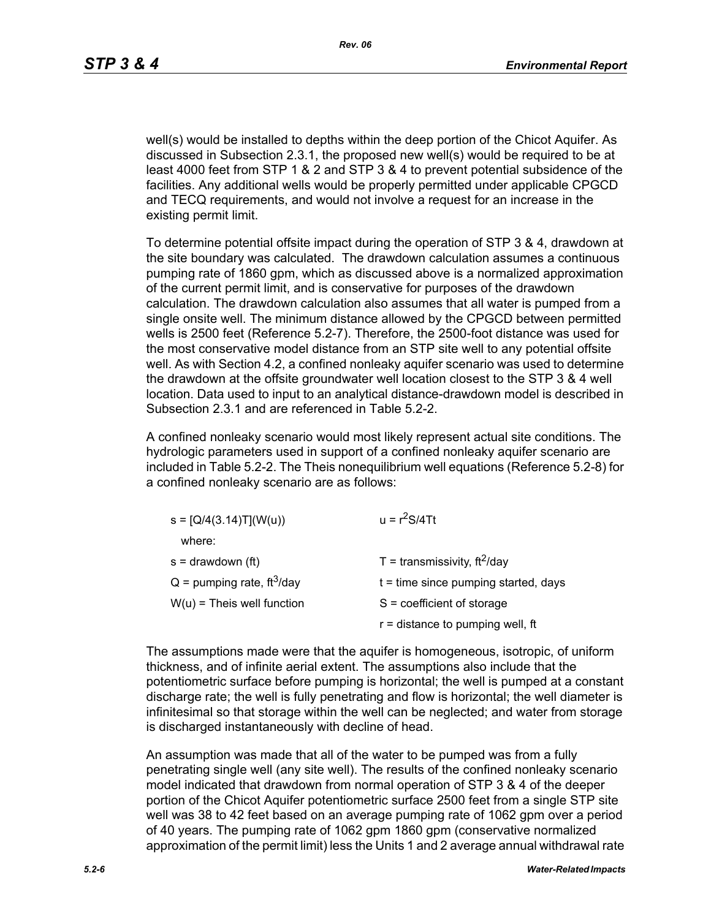well(s) would be installed to depths within the deep portion of the Chicot Aquifer. As discussed in Subsection 2.3.1, the proposed new well(s) would be required to be at least 4000 feet from STP 1 & 2 and STP 3 & 4 to prevent potential subsidence of the facilities. Any additional wells would be properly permitted under applicable CPGCD and TECQ requirements, and would not involve a request for an increase in the existing permit limit.

To determine potential offsite impact during the operation of STP 3 & 4, drawdown at the site boundary was calculated. The drawdown calculation assumes a continuous pumping rate of 1860 gpm, which as discussed above is a normalized approximation of the current permit limit, and is conservative for purposes of the drawdown calculation. The drawdown calculation also assumes that all water is pumped from a single onsite well. The minimum distance allowed by the CPGCD between permitted wells is 2500 feet (Reference 5.2-7). Therefore, the 2500-foot distance was used for the most conservative model distance from an STP site well to any potential offsite well. As with Section 4.2, a confined nonleaky aquifer scenario was used to determine the drawdown at the offsite groundwater well location closest to the STP 3 & 4 well location. Data used to input to an analytical distance-drawdown model is described in Subsection 2.3.1 and are referenced in Table 5.2-2.

A confined nonleaky scenario would most likely represent actual site conditions. The hydrologic parameters used in support of a confined nonleaky aquifer scenario are included in Table 5.2-2. The Theis nonequilibrium well equations (Reference 5.2-8) for a confined nonleaky scenario are as follows:

$s = [Q/4(3.14)T](W(u))$ $\qquad$ $u = r^2S/4Tt$

where:

| | |
|---|---|
| $s$ = drawdown (ft) | $T$ = transmissivity, $ft^2$/day |
| $Q$ = pumping rate, $ft^3$/day | $t$ = time since pumping started, days |
| $W(u)$ = Theis well function | $S$ = coefficient of storage |
| | $r$ = distance to pumping well, ft |

The assumptions made were that the aquifer is homogeneous, isotropic, of uniform thickness, and of infinite aerial extent. The assumptions also include that the potentiometric surface before pumping is horizontal; the well is pumped at a constant discharge rate; the well is fully penetrating and flow is horizontal; the well diameter is infinitesimal so that storage within the well can be neglected; and water from storage is discharged instantaneously with decline of head.

An assumption was made that all of the water to be pumped was from a fully penetrating single well (any site well). The results of the confined nonleaky scenario model indicated that drawdown from normal operation of STP 3 & 4 of the deeper portion of the Chicot Aquifer potentiometric surface 2500 feet from a single STP site well was 38 to 42 feet based on an average pumping rate of 1062 gpm over a period of 40 years. The pumping rate of 1062 gpm 1860 gpm (conservative normalized approximation of the permit limit) less the Units 1 and 2 average annual withdrawal rate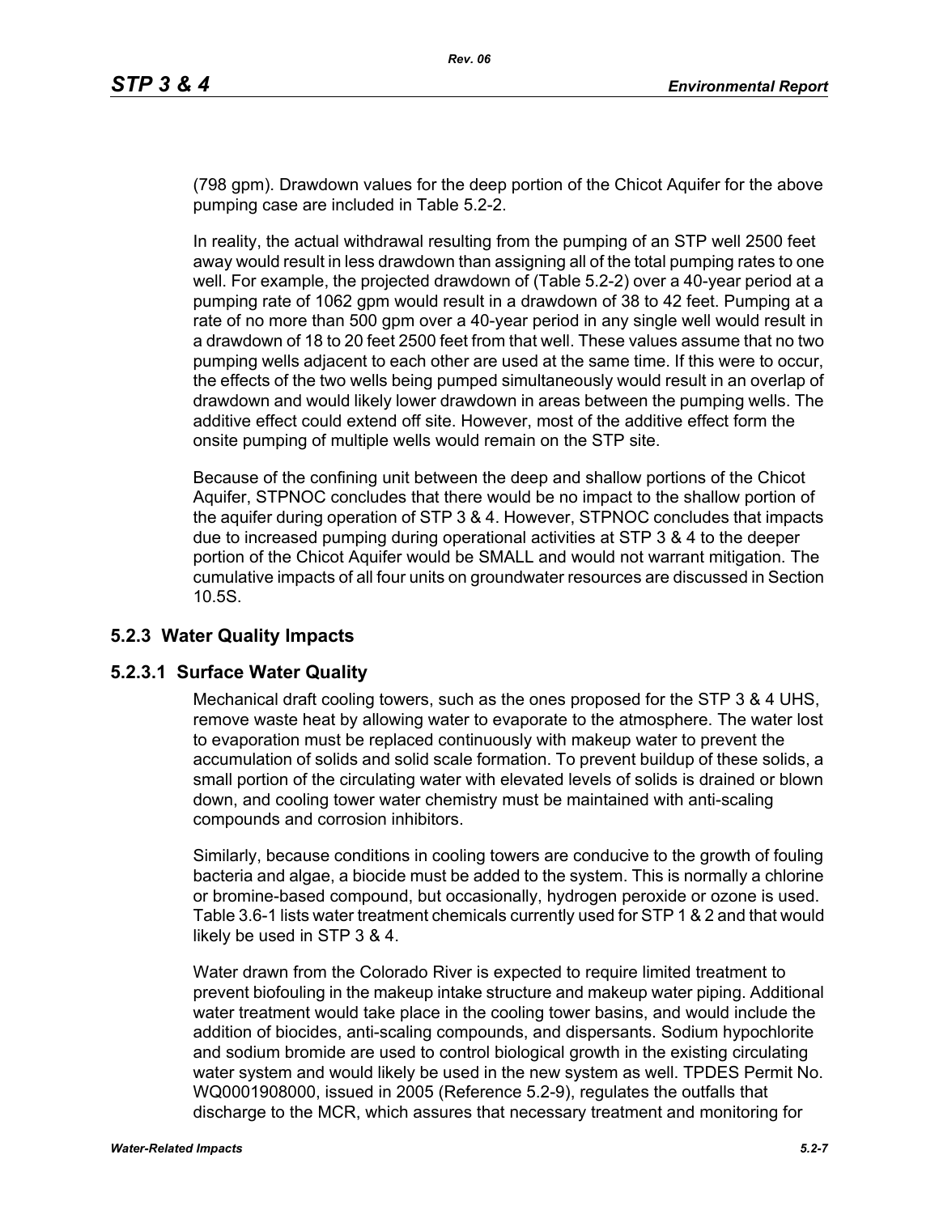(798 gpm). Drawdown values for the deep portion of the Chicot Aquifer for the above pumping case are included in Table 5.2-2.

In reality, the actual withdrawal resulting from the pumping of an STP well 2500 feet away would result in less drawdown than assigning all of the total pumping rates to one well. For example, the projected drawdown of (Table 5.2-2) over a 40-year period at a pumping rate of 1062 gpm would result in a drawdown of 38 to 42 feet. Pumping at a rate of no more than 500 gpm over a 40-year period in any single well would result in a drawdown of 18 to 20 feet 2500 feet from that well. These values assume that no two pumping wells adjacent to each other are used at the same time. If this were to occur, the effects of the two wells being pumped simultaneously would result in an overlap of drawdown and would likely lower drawdown in areas between the pumping wells. The additive effect could extend off site. However, most of the additive effect form the onsite pumping of multiple wells would remain on the STP site.

Because of the confining unit between the deep and shallow portions of the Chicot Aquifer, STPNOC concludes that there would be no impact to the shallow portion of the aquifer during operation of STP 3 & 4. However, STPNOC concludes that impacts due to increased pumping during operational activities at STP 3 & 4 to the deeper portion of the Chicot Aquifer would be SMALL and would not warrant mitigation. The cumulative impacts of all four units on groundwater resources are discussed in Section 10.5S.

### 5.2.3 Water Quality Impacts

#### 5.2.3.1 Surface Water Quality

Mechanical draft cooling towers, such as the ones proposed for the STP 3 & 4 UHS, remove waste heat by allowing water to evaporate to the atmosphere. The water lost to evaporation must be replaced continuously with makeup water to prevent the accumulation of solids and solid scale formation. To prevent buildup of these solids, a small portion of the circulating water with elevated levels of solids is drained or blown down, and cooling tower water chemistry must be maintained with anti-scaling compounds and corrosion inhibitors.

Similarly, because conditions in cooling towers are conducive to the growth of fouling bacteria and algae, a biocide must be added to the system. This is normally a chlorine or bromine-based compound, but occasionally, hydrogen peroxide or ozone is used. Table 3.6-1 lists water treatment chemicals currently used for STP 1 & 2 and that would likely be used in STP 3 & 4.

Water drawn from the Colorado River is expected to require limited treatment to prevent biofouling in the makeup intake structure and makeup water piping. Additional water treatment would take place in the cooling tower basins, and would include the addition of biocides, anti-scaling compounds, and dispersants. Sodium hypochlorite and sodium bromide are used to control biological growth in the existing circulating water system and would likely be used in the new system as well. TPDES Permit No. WQ0001908000, issued in 2005 (Reference 5.2-9), regulates the outfalls that discharge to the MCR, which assures that necessary treatment and monitoring for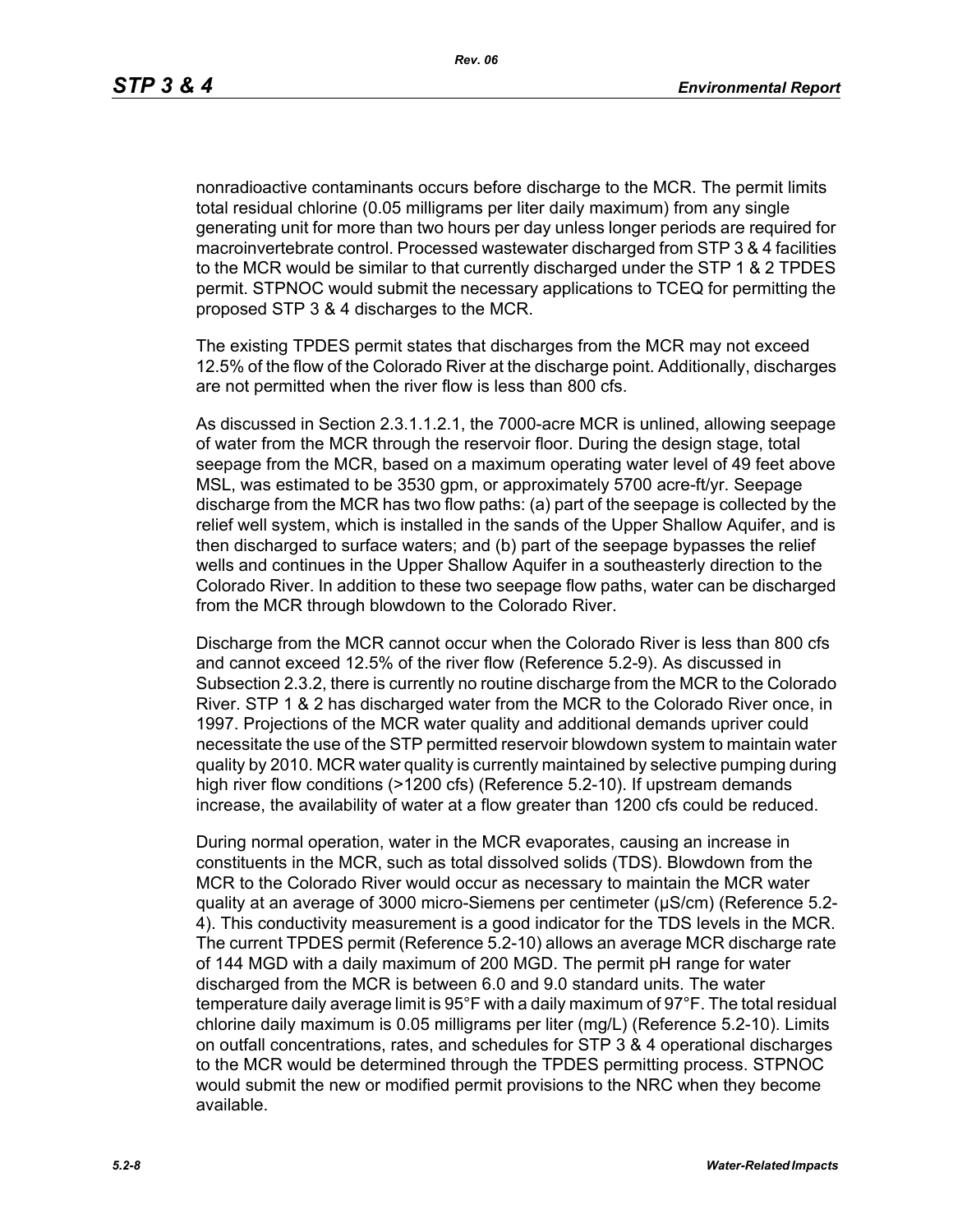nonradioactive contaminants occurs before discharge to the MCR. The permit limits total residual chlorine (0.05 milligrams per liter daily maximum) from any single generating unit for more than two hours per day unless longer periods are required for macroinvertebrate control. Processed wastewater discharged from STP 3 & 4 facilities to the MCR would be similar to that currently discharged under the STP 1 & 2 TPDES permit. STPNOC would submit the necessary applications to TCEQ for permitting the proposed STP 3 & 4 discharges to the MCR.

The existing TPDES permit states that discharges from the MCR may not exceed 12.5% of the flow of the Colorado River at the discharge point. Additionally, discharges are not permitted when the river flow is less than 800 cfs.

As discussed in Section 2.3.1.1.2.1, the 7000-acre MCR is unlined, allowing seepage of water from the MCR through the reservoir floor. During the design stage, total seepage from the MCR, based on a maximum operating water level of 49 feet above MSL, was estimated to be 3530 gpm, or approximately 5700 acre-ft/yr. Seepage discharge from the MCR has two flow paths: (a) part of the seepage is collected by the relief well system, which is installed in the sands of the Upper Shallow Aquifer, and is then discharged to surface waters; and (b) part of the seepage bypasses the relief wells and continues in the Upper Shallow Aquifer in a southeasterly direction to the Colorado River. In addition to these two seepage flow paths, water can be discharged from the MCR through blowdown to the Colorado River.

Discharge from the MCR cannot occur when the Colorado River is less than 800 cfs and cannot exceed 12.5% of the river flow (Reference 5.2-9). As discussed in Subsection 2.3.2, there is currently no routine discharge from the MCR to the Colorado River. STP 1 & 2 has discharged water from the MCR to the Colorado River once, in 1997. Projections of the MCR water quality and additional demands upriver could necessitate the use of the STP permitted reservoir blowdown system to maintain water quality by 2010. MCR water quality is currently maintained by selective pumping during high river flow conditions (>1200 cfs) (Reference 5.2-10). If upstream demands increase, the availability of water at a flow greater than 1200 cfs could be reduced.

During normal operation, water in the MCR evaporates, causing an increase in constituents in the MCR, such as total dissolved solids (TDS). Blowdown from the MCR to the Colorado River would occur as necessary to maintain the MCR water quality at an average of 3000 micro-Siemens per centimeter (μS/cm) (Reference 5.2-4). This conductivity measurement is a good indicator for the TDS levels in the MCR. The current TPDES permit (Reference 5.2-10) allows an average MCR discharge rate of 144 MGD with a daily maximum of 200 MGD. The permit pH range for water discharged from the MCR is between 6.0 and 9.0 standard units. The water temperature daily average limit is 95°F with a daily maximum of 97°F. The total residual chlorine daily maximum is 0.05 milligrams per liter (mg/L) (Reference 5.2-10). Limits on outfall concentrations, rates, and schedules for STP 3 & 4 operational discharges to the MCR would be determined through the TPDES permitting process. STPNOC would submit the new or modified permit provisions to the NRC when they become available.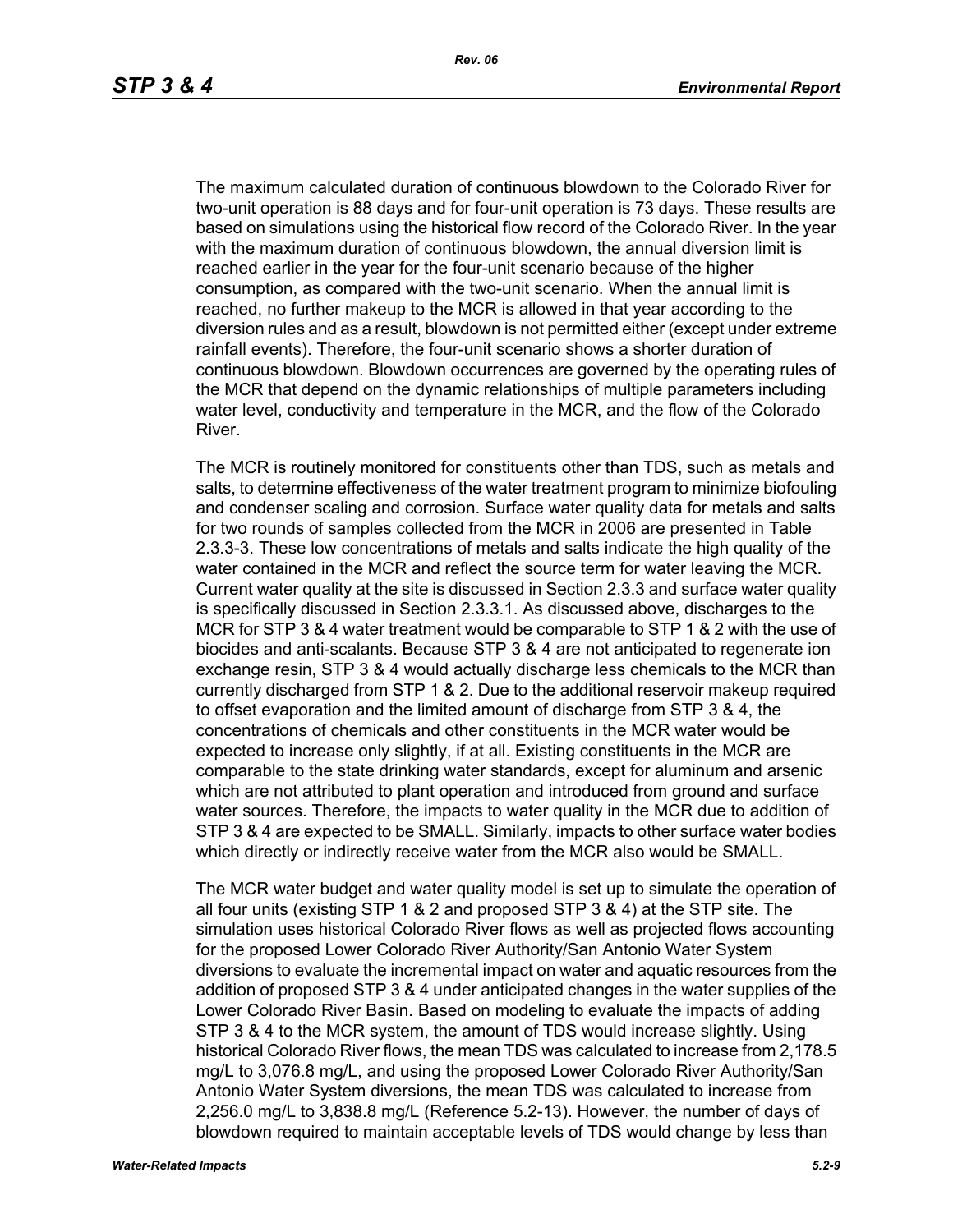The maximum calculated duration of continuous blowdown to the Colorado River for two-unit operation is 88 days and for four-unit operation is 73 days. These results are based on simulations using the historical flow record of the Colorado River. In the year with the maximum duration of continuous blowdown, the annual diversion limit is reached earlier in the year for the four-unit scenario because of the higher consumption, as compared with the two-unit scenario. When the annual limit is reached, no further makeup to the MCR is allowed in that year according to the diversion rules and as a result, blowdown is not permitted either (except under extreme rainfall events). Therefore, the four-unit scenario shows a shorter duration of continuous blowdown. Blowdown occurrences are governed by the operating rules of the MCR that depend on the dynamic relationships of multiple parameters including water level, conductivity and temperature in the MCR, and the flow of the Colorado River.

The MCR is routinely monitored for constituents other than TDS, such as metals and salts, to determine effectiveness of the water treatment program to minimize biofouling and condenser scaling and corrosion. Surface water quality data for metals and salts for two rounds of samples collected from the MCR in 2006 are presented in Table 2.3.3-3. These low concentrations of metals and salts indicate the high quality of the water contained in the MCR and reflect the source term for water leaving the MCR. Current water quality at the site is discussed in Section 2.3.3 and surface water quality is specifically discussed in Section 2.3.3.1. As discussed above, discharges to the MCR for STP 3 & 4 water treatment would be comparable to STP 1 & 2 with the use of biocides and anti-scalants. Because STP 3 & 4 are not anticipated to regenerate ion exchange resin, STP 3 & 4 would actually discharge less chemicals to the MCR than currently discharged from STP 1 & 2. Due to the additional reservoir makeup required to offset evaporation and the limited amount of discharge from STP 3 & 4, the concentrations of chemicals and other constituents in the MCR water would be expected to increase only slightly, if at all. Existing constituents in the MCR are comparable to the state drinking water standards, except for aluminum and arsenic which are not attributed to plant operation and introduced from ground and surface water sources. Therefore, the impacts to water quality in the MCR due to addition of STP 3 & 4 are expected to be SMALL. Similarly, impacts to other surface water bodies which directly or indirectly receive water from the MCR also would be SMALL.

The MCR water budget and water quality model is set up to simulate the operation of all four units (existing STP 1 & 2 and proposed STP 3 & 4) at the STP site. The simulation uses historical Colorado River flows as well as projected flows accounting for the proposed Lower Colorado River Authority/San Antonio Water System diversions to evaluate the incremental impact on water and aquatic resources from the addition of proposed STP 3 & 4 under anticipated changes in the water supplies of the Lower Colorado River Basin. Based on modeling to evaluate the impacts of adding STP 3 & 4 to the MCR system, the amount of TDS would increase slightly. Using historical Colorado River flows, the mean TDS was calculated to increase from 2,178.5 mg/L to 3,076.8 mg/L, and using the proposed Lower Colorado River Authority/San Antonio Water System diversions, the mean TDS was calculated to increase from 2,256.0 mg/L to 3,838.8 mg/L (Reference 5.2-13). However, the number of days of blowdown required to maintain acceptable levels of TDS would change by less than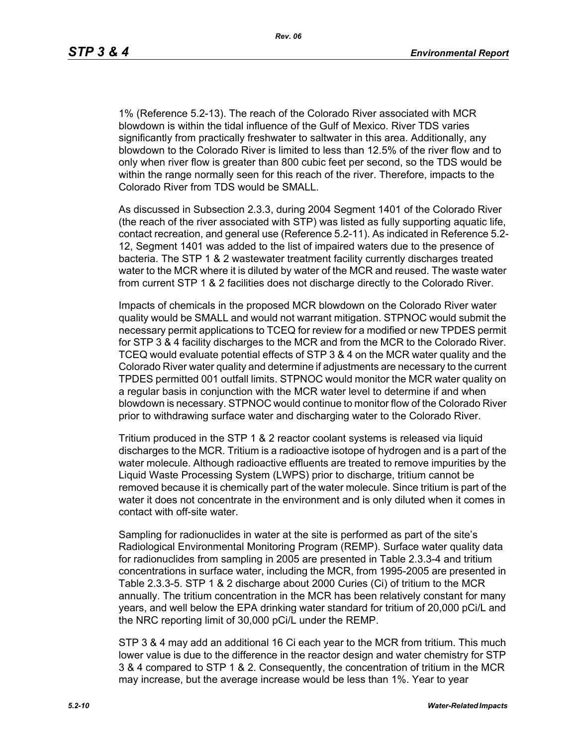1% (Reference 5.2-13). The reach of the Colorado River associated with MCR blowdown is within the tidal influence of the Gulf of Mexico. River TDS varies significantly from practically freshwater to saltwater in this area. Additionally, any blowdown to the Colorado River is limited to less than 12.5% of the river flow and to only when river flow is greater than 800 cubic feet per second, so the TDS would be within the range normally seen for this reach of the river. Therefore, impacts to the Colorado River from TDS would be SMALL.

As discussed in Subsection 2.3.3, during 2004 Segment 1401 of the Colorado River (the reach of the river associated with STP) was listed as fully supporting aquatic life, contact recreation, and general use (Reference 5.2-11). As indicated in Reference 5.2-12, Segment 1401 was added to the list of impaired waters due to the presence of bacteria. The STP 1 & 2 wastewater treatment facility currently discharges treated water to the MCR where it is diluted by water of the MCR and reused. The waste water from current STP 1 & 2 facilities does not discharge directly to the Colorado River.

Impacts of chemicals in the proposed MCR blowdown on the Colorado River water quality would be SMALL and would not warrant mitigation. STPNOC would submit the necessary permit applications to TCEQ for review for a modified or new TPDES permit for STP 3 & 4 facility discharges to the MCR and from the MCR to the Colorado River. TCEQ would evaluate potential effects of STP 3 & 4 on the MCR water quality and the Colorado River water quality and determine if adjustments are necessary to the current TPDES permitted 001 outfall limits. STPNOC would monitor the MCR water quality on a regular basis in conjunction with the MCR water level to determine if and when blowdown is necessary. STPNOC would continue to monitor flow of the Colorado River prior to withdrawing surface water and discharging water to the Colorado River.

Tritium produced in the STP 1 & 2 reactor coolant systems is released via liquid discharges to the MCR. Tritium is a radioactive isotope of hydrogen and is a part of the water molecule. Although radioactive effluents are treated to remove impurities by the Liquid Waste Processing System (LWPS) prior to discharge, tritium cannot be removed because it is chemically part of the water molecule. Since tritium is part of the water it does not concentrate in the environment and is only diluted when it comes in contact with off-site water.

Sampling for radionuclides in water at the site is performed as part of the site's Radiological Environmental Monitoring Program (REMP). Surface water quality data for radionuclides from sampling in 2005 are presented in Table 2.3.3-4 and tritium concentrations in surface water, including the MCR, from 1995-2005 are presented in Table 2.3.3-5. STP 1 & 2 discharge about 2000 Curies (Ci) of tritium to the MCR annually. The tritium concentration in the MCR has been relatively constant for many years, and well below the EPA drinking water standard for tritium of 20,000 pCi/L and the NRC reporting limit of 30,000 pCi/L under the REMP.

STP 3 & 4 may add an additional 16 Ci each year to the MCR from tritium. This much lower value is due to the difference in the reactor design and water chemistry for STP 3 & 4 compared to STP 1 & 2. Consequently, the concentration of tritium in the MCR may increase, but the average increase would be less than 1%. Year to year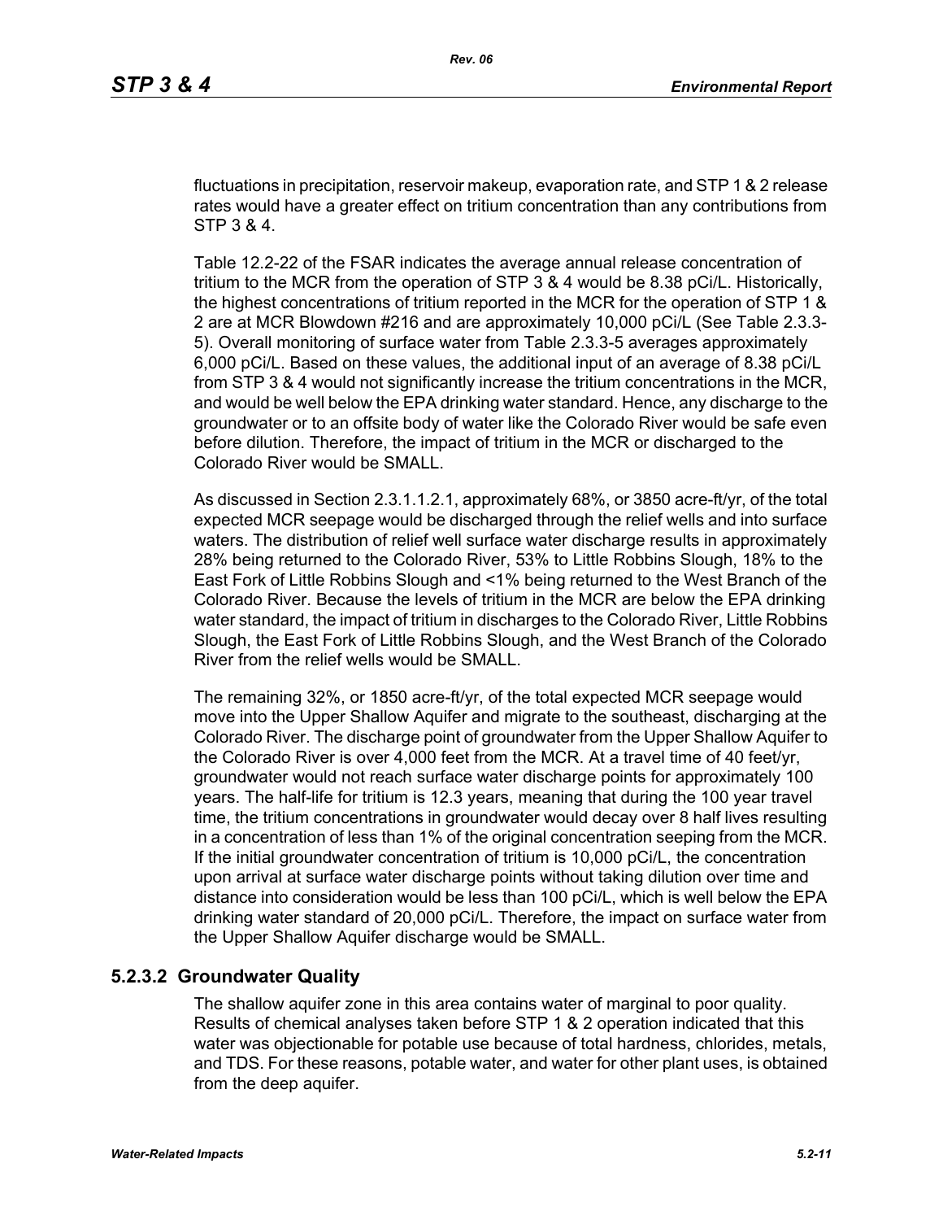fluctuations in precipitation, reservoir makeup, evaporation rate, and STP 1 & 2 release rates would have a greater effect on tritium concentration than any contributions from STP 3 & 4.

Table 12.2-22 of the FSAR indicates the average annual release concentration of tritium to the MCR from the operation of STP 3 & 4 would be 8.38 pCi/L. Historically, the highest concentrations of tritium reported in the MCR for the operation of STP 1 & 2 are at MCR Blowdown #216 and are approximately 10,000 pCi/L (See Table 2.3.3-5). Overall monitoring of surface water from Table 2.3.3-5 averages approximately 6,000 pCi/L. Based on these values, the additional input of an average of 8.38 pCi/L from STP 3 & 4 would not significantly increase the tritium concentrations in the MCR, and would be well below the EPA drinking water standard. Hence, any discharge to the groundwater or to an offsite body of water like the Colorado River would be safe even before dilution. Therefore, the impact of tritium in the MCR or discharged to the Colorado River would be SMALL.

As discussed in Section 2.3.1.1.2.1, approximately 68%, or 3850 acre-ft/yr, of the total expected MCR seepage would be discharged through the relief wells and into surface waters. The distribution of relief well surface water discharge results in approximately 28% being returned to the Colorado River, 53% to Little Robbins Slough, 18% to the East Fork of Little Robbins Slough and <1% being returned to the West Branch of the Colorado River. Because the levels of tritium in the MCR are below the EPA drinking water standard, the impact of tritium in discharges to the Colorado River, Little Robbins Slough, the East Fork of Little Robbins Slough, and the West Branch of the Colorado River from the relief wells would be SMALL.

The remaining 32%, or 1850 acre-ft/yr, of the total expected MCR seepage would move into the Upper Shallow Aquifer and migrate to the southeast, discharging at the Colorado River. The discharge point of groundwater from the Upper Shallow Aquifer to the Colorado River is over 4,000 feet from the MCR. At a travel time of 40 feet/yr, groundwater would not reach surface water discharge points for approximately 100 years. The half-life for tritium is 12.3 years, meaning that during the 100 year travel time, the tritium concentrations in groundwater would decay over 8 half lives resulting in a concentration of less than 1% of the original concentration seeping from the MCR. If the initial groundwater concentration of tritium is 10,000 pCi/L, the concentration upon arrival at surface water discharge points without taking dilution over time and distance into consideration would be less than 100 pCi/L, which is well below the EPA drinking water standard of 20,000 pCi/L. Therefore, the impact on surface water from the Upper Shallow Aquifer discharge would be SMALL.

### 5.2.3.2 Groundwater Quality

The shallow aquifer zone in this area contains water of marginal to poor quality. Results of chemical analyses taken before STP 1 & 2 operation indicated that this water was objectionable for potable use because of total hardness, chlorides, metals, and TDS. For these reasons, potable water, and water for other plant uses, is obtained from the deep aquifer.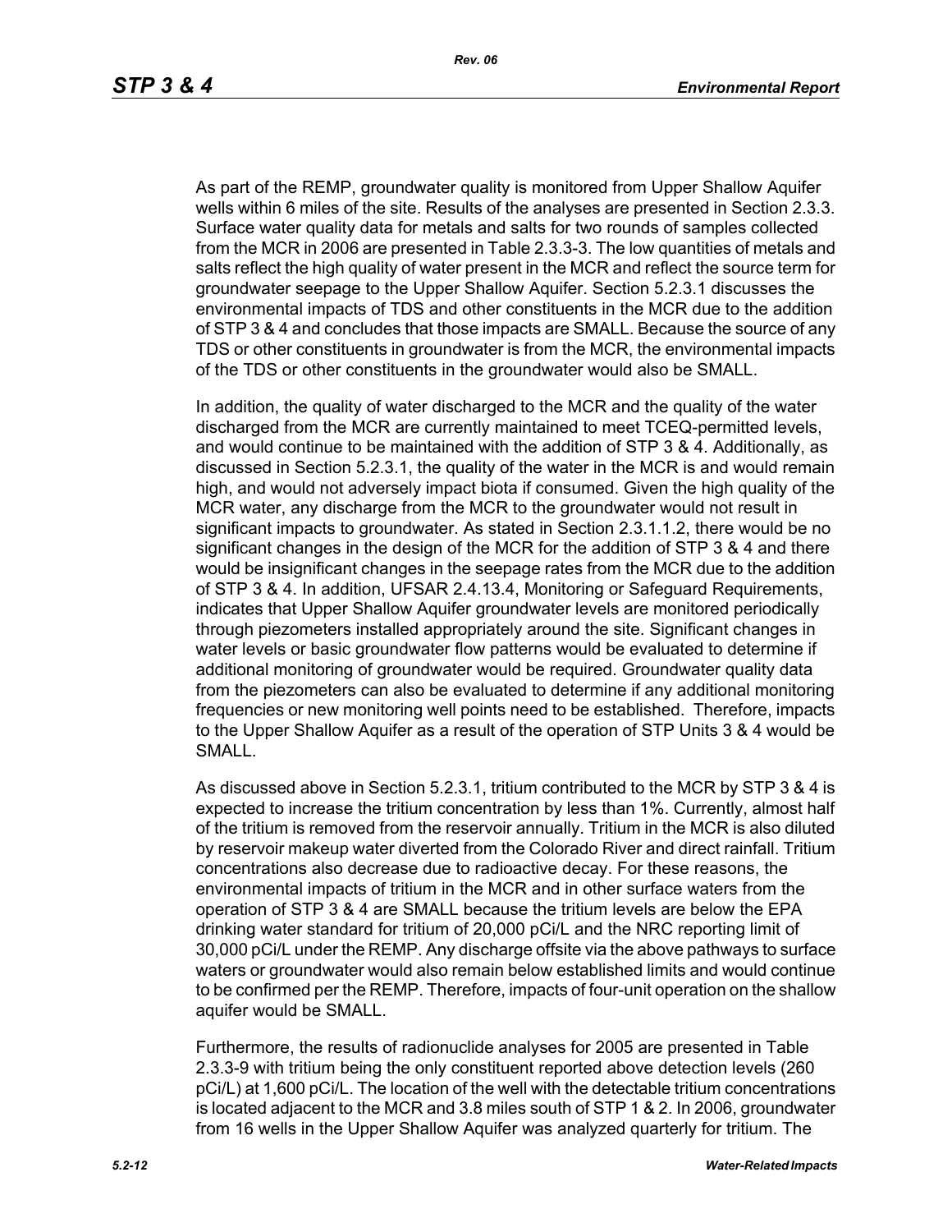As part of the REMP, groundwater quality is monitored from Upper Shallow Aquifer wells within 6 miles of the site. Results of the analyses are presented in Section 2.3.3. Surface water quality data for metals and salts for two rounds of samples collected from the MCR in 2006 are presented in Table 2.3.3-3. The low quantities of metals and salts reflect the high quality of water present in the MCR and reflect the source term for groundwater seepage to the Upper Shallow Aquifer. Section 5.2.3.1 discusses the environmental impacts of TDS and other constituents in the MCR due to the addition of STP 3 & 4 and concludes that those impacts are SMALL. Because the source of any TDS or other constituents in groundwater is from the MCR, the environmental impacts of the TDS or other constituents in the groundwater would also be SMALL.

In addition, the quality of water discharged to the MCR and the quality of the water discharged from the MCR are currently maintained to meet TCEQ-permitted levels, and would continue to be maintained with the addition of STP 3 & 4. Additionally, as discussed in Section 5.2.3.1, the quality of the water in the MCR is and would remain high, and would not adversely impact biota if consumed. Given the high quality of the MCR water, any discharge from the MCR to the groundwater would not result in significant impacts to groundwater. As stated in Section 2.3.1.1.2, there would be no significant changes in the design of the MCR for the addition of STP 3 & 4 and there would be insignificant changes in the seepage rates from the MCR due to the addition of STP 3 & 4. In addition, UFSAR 2.4.13.4, Monitoring or Safeguard Requirements, indicates that Upper Shallow Aquifer groundwater levels are monitored periodically through piezometers installed appropriately around the site. Significant changes in water levels or basic groundwater flow patterns would be evaluated to determine if additional monitoring of groundwater would be required. Groundwater quality data from the piezometers can also be evaluated to determine if any additional monitoring frequencies or new monitoring well points need to be established. Therefore, impacts to the Upper Shallow Aquifer as a result of the operation of STP Units 3 & 4 would be SMALL.

As discussed above in Section 5.2.3.1, tritium contributed to the MCR by STP 3 & 4 is expected to increase the tritium concentration by less than 1%. Currently, almost half of the tritium is removed from the reservoir annually. Tritium in the MCR is also diluted by reservoir makeup water diverted from the Colorado River and direct rainfall. Tritium concentrations also decrease due to radioactive decay. For these reasons, the environmental impacts of tritium in the MCR and in other surface waters from the operation of STP 3 & 4 are SMALL because the tritium levels are below the EPA drinking water standard for tritium of 20,000 pCi/L and the NRC reporting limit of 30,000 pCi/L under the REMP. Any discharge offsite via the above pathways to surface waters or groundwater would also remain below established limits and would continue to be confirmed per the REMP. Therefore, impacts of four-unit operation on the shallow aquifer would be SMALL.

Furthermore, the results of radionuclide analyses for 2005 are presented in Table 2.3.3-9 with tritium being the only constituent reported above detection levels (260 pCi/L) at 1,600 pCi/L. The location of the well with the detectable tritium concentrations is located adjacent to the MCR and 3.8 miles south of STP 1 & 2. In 2006, groundwater from 16 wells in the Upper Shallow Aquifer was analyzed quarterly for tritium. The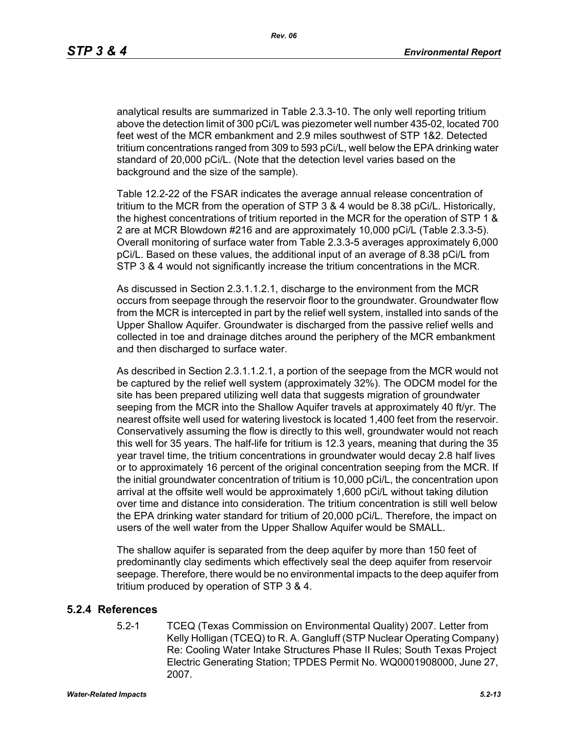analytical results are summarized in Table 2.3.3-10. The only well reporting tritium above the detection limit of 300 pCi/L was piezometer well number 435-02, located 700 feet west of the MCR embankment and 2.9 miles southwest of STP 1&2. Detected tritium concentrations ranged from 309 to 593 pCi/L, well below the EPA drinking water standard of 20,000 pCi/L. (Note that the detection level varies based on the background and the size of the sample).

Table 12.2-22 of the FSAR indicates the average annual release concentration of tritium to the MCR from the operation of STP 3 & 4 would be 8.38 pCi/L. Historically, the highest concentrations of tritium reported in the MCR for the operation of STP 1 & 2 are at MCR Blowdown #216 and are approximately 10,000 pCi/L (Table 2.3.3-5). Overall monitoring of surface water from Table 2.3.3-5 averages approximately 6,000 pCi/L. Based on these values, the additional input of an average of 8.38 pCi/L from STP 3 & 4 would not significantly increase the tritium concentrations in the MCR.

As discussed in Section 2.3.1.1.2.1, discharge to the environment from the MCR occurs from seepage through the reservoir floor to the groundwater. Groundwater flow from the MCR is intercepted in part by the relief well system, installed into sands of the Upper Shallow Aquifer. Groundwater is discharged from the passive relief wells and collected in toe and drainage ditches around the periphery of the MCR embankment and then discharged to surface water.

As described in Section 2.3.1.1.2.1, a portion of the seepage from the MCR would not be captured by the relief well system (approximately 32%). The ODCM model for the site has been prepared utilizing well data that suggests migration of groundwater seeping from the MCR into the Shallow Aquifer travels at approximately 40 ft/yr. The nearest offsite well used for watering livestock is located 1,400 feet from the reservoir. Conservatively assuming the flow is directly to this well, groundwater would not reach this well for 35 years. The half-life for tritium is 12.3 years, meaning that during the 35 year travel time, the tritium concentrations in groundwater would decay 2.8 half lives or to approximately 16 percent of the original concentration seeping from the MCR. If the initial groundwater concentration of tritium is 10,000 pCi/L, the concentration upon arrival at the offsite well would be approximately 1,600 pCi/L without taking dilution over time and distance into consideration. The tritium concentration is still well below the EPA drinking water standard for tritium of 20,000 pCi/L. Therefore, the impact on users of the well water from the Upper Shallow Aquifer would be SMALL.

The shallow aquifer is separated from the deep aquifer by more than 150 feet of predominantly clay sediments which effectively seal the deep aquifer from reservoir seepage. Therefore, there would be no environmental impacts to the deep aquifer from tritium produced by operation of STP 3 & 4.

## 5.2.4 References

5.2-1 TCEQ (Texas Commission on Environmental Quality) 2007. Letter from Kelly Holligan (TCEQ) to R. A. Gangluff (STP Nuclear Operating Company) Re: Cooling Water Intake Structures Phase II Rules; South Texas Project Electric Generating Station; TPDES Permit No. WQ0001908000, June 27, 2007.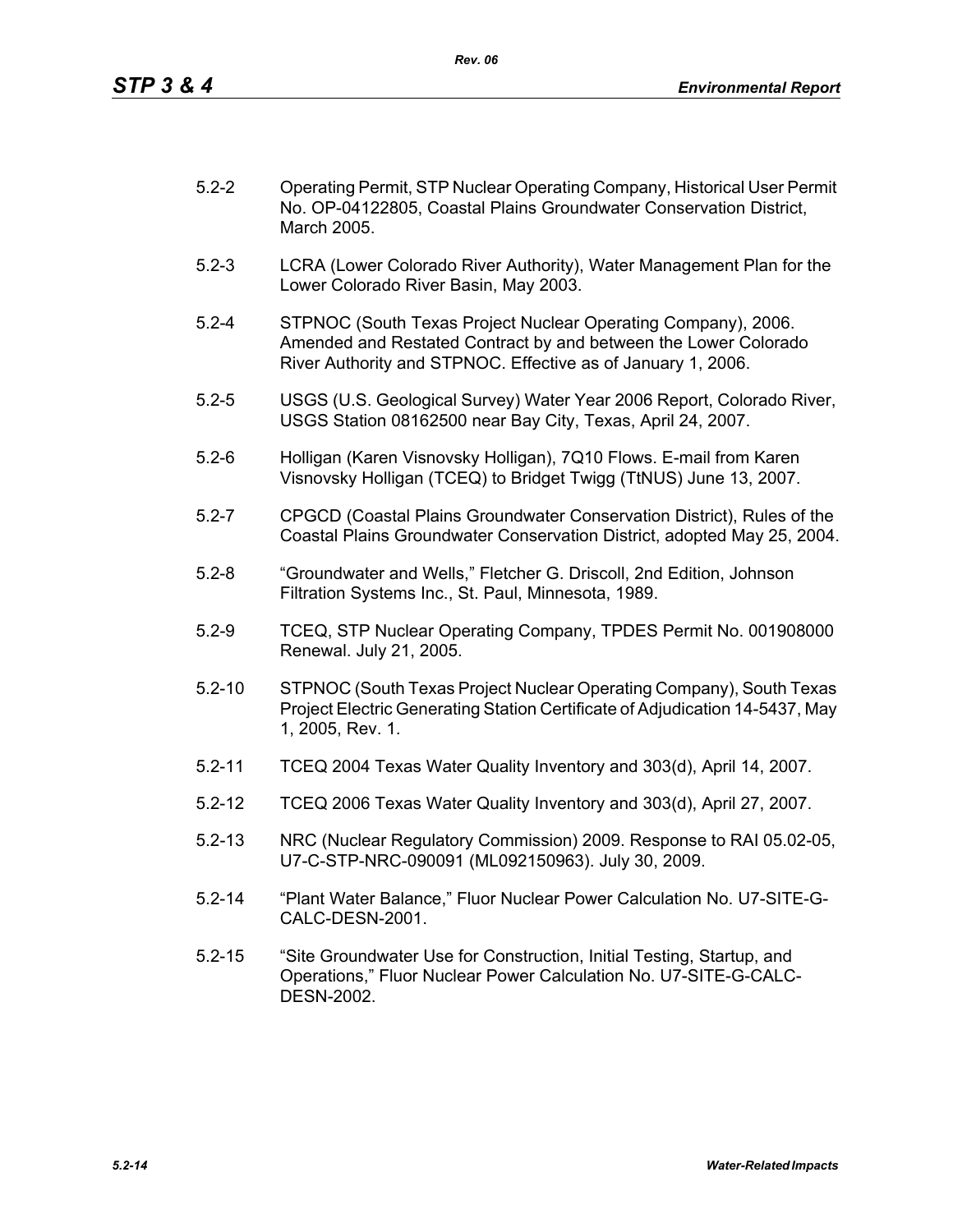5.2-2 Operating Permit, STP Nuclear Operating Company, Historical User Permit No. OP-04122805, Coastal Plains Groundwater Conservation District, March 2005.

5.2-3 LCRA (Lower Colorado River Authority), Water Management Plan for the Lower Colorado River Basin, May 2003.

5.2-4 STPNOC (South Texas Project Nuclear Operating Company), 2006. Amended and Restated Contract by and between the Lower Colorado River Authority and STPNOC. Effective as of January 1, 2006.

5.2-5 USGS (U.S. Geological Survey) Water Year 2006 Report, Colorado River, USGS Station 08162500 near Bay City, Texas, April 24, 2007.

5.2-6 Holligan (Karen Visnovsky Holligan), 7Q10 Flows. E-mail from Karen Visnovsky Holligan (TCEQ) to Bridget Twigg (TtNUS) June 13, 2007.

5.2-7 CPGCD (Coastal Plains Groundwater Conservation District), Rules of the Coastal Plains Groundwater Conservation District, adopted May 25, 2004.

5.2-8 "Groundwater and Wells," Fletcher G. Driscoll, 2nd Edition, Johnson Filtration Systems Inc., St. Paul, Minnesota, 1989.

5.2-9 TCEQ, STP Nuclear Operating Company, TPDES Permit No. 001908000 Renewal. July 21, 2005.

5.2-10 STPNOC (South Texas Project Nuclear Operating Company), South Texas Project Electric Generating Station Certificate of Adjudication 14-5437, May 1, 2005, Rev. 1.

5.2-11 TCEQ 2004 Texas Water Quality Inventory and 303(d), April 14, 2007.

5.2-12 TCEQ 2006 Texas Water Quality Inventory and 303(d), April 27, 2007.

5.2-13 NRC (Nuclear Regulatory Commission) 2009. Response to RAI 05.02-05, U7-C-STP-NRC-090091 (ML092150963). July 30, 2009.

5.2-14 "Plant Water Balance," Fluor Nuclear Power Calculation No. U7-SITE-G-CALC-DESN-2001.

5.2-15 "Site Groundwater Use for Construction, Initial Testing, Startup, and Operations," Fluor Nuclear Power Calculation No. U7-SITE-G-CALC-DESN-2002.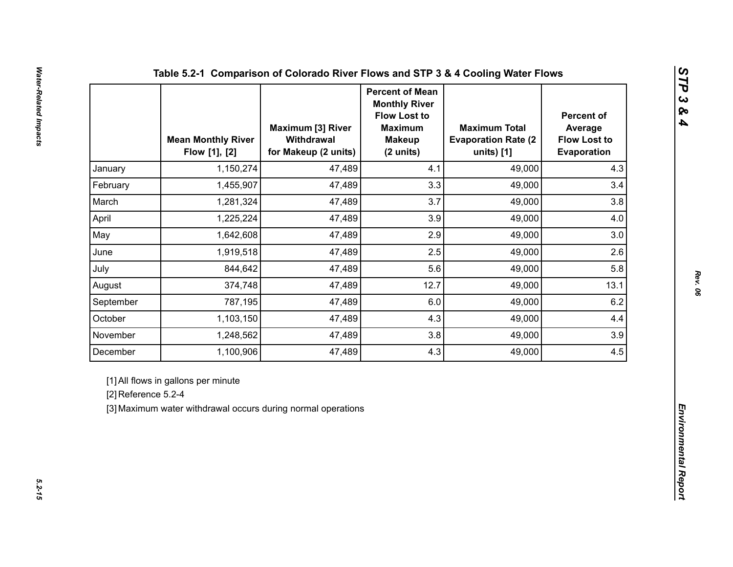## Table 5.2-1 Comparison of Colorado River Flows and STP 3 & 4 Cooling Water Flows

| | Mean Monthly River Flow [1], [2] | Maximum [3] River Withdrawal for Makeup (2 units) | Percent of Mean Monthly River Flow Lost to Maximum Makeup (2 units) | Maximum Total Evaporation Rate (2 units) [1] | Percent of Average Flow Lost to Evaporation |
|---|---|---|---|---|---|
| January | 1,150,274 | 47,489 | 4.1 | 49,000 | 4.3 |
| February | 1,455,907 | 47,489 | 3.3 | 49,000 | 3.4 |
| March | 1,281,324 | 47,489 | 3.7 | 49,000 | 3.8 |
| April | 1,225,224 | 47,489 | 3.9 | 49,000 | 4.0 |
| May | 1,642,608 | 47,489 | 2.9 | 49,000 | 3.0 |
| June | 1,919,518 | 47,489 | 2.5 | 49,000 | 2.6 |
| July | 844,642 | 47,489 | 5.6 | 49,000 | 5.8 |
| August | 374,748 | 47,489 | 12.7 | 49,000 | 13.1 |
| September | 787,195 | 47,489 | 6.0 | 49,000 | 6.2 |
| October | 1,103,150 | 47,489 | 4.3 | 49,000 | 4.4 |
| November | 1,248,562 | 47,489 | 3.8 | 49,000 | 3.9 |
| December | 1,100,906 | 47,489 | 4.3 | 49,000 | 4.5 |

[1] All flows in gallons per minute

[2] Reference 5.2-4

[3] Maximum water withdrawal occurs during normal operations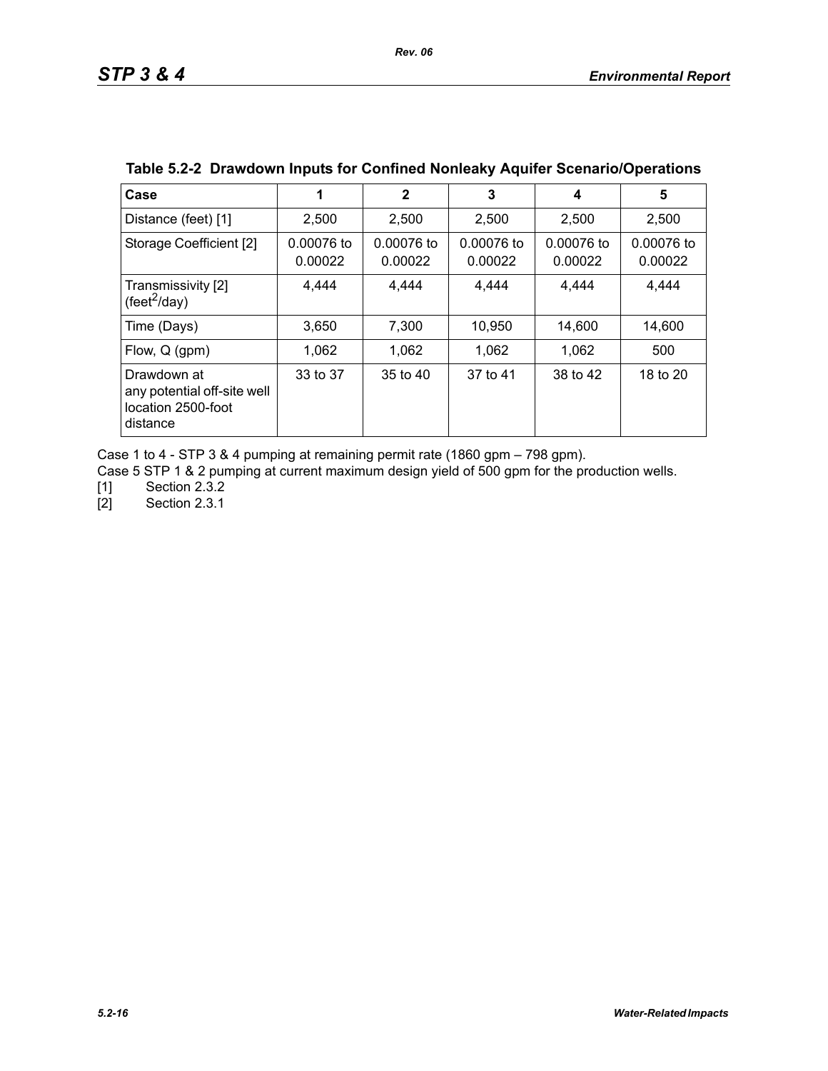**Table 5.2-2 Drawdown Inputs for Confined Nonleaky Aquifer Scenario/Operations**

| Case | 1 | 2 | 3 | 4 | 5 |
|---|---|---|---|---|---|
| Distance (feet) [1] | 2,500 | 2,500 | 2,500 | 2,500 | 2,500 |
| Storage Coefficient [2] | 0.00076 to 0.00022 | 0.00076 to 0.00022 | 0.00076 to 0.00022 | 0.00076 to 0.00022 | 0.00076 to 0.00022 |
| Transmissivity [2] ($feet^2$/day) | 4,444 | 4,444 | 4,444 | 4,444 | 4,444 |
| Time (Days) | 3,650 | 7,300 | 10,950 | 14,600 | 14,600 |
| Flow, Q (gpm) | 1,062 | 1,062 | 1,062 | 1,062 | 500 |
| Drawdown at any potential off-site well location 2500-foot distance | 33 to 37 | 35 to 40 | 37 to 41 | 38 to 42 | 18 to 20 |

Case 1 to 4 - STP 3 & 4 pumping at remaining permit rate (1860 gpm – 798 gpm).

Case 5 STP 1 & 2 pumping at current maximum design yield of 500 gpm for the production wells.

[1] Section 2.3.2

[2] Section 2.3.1